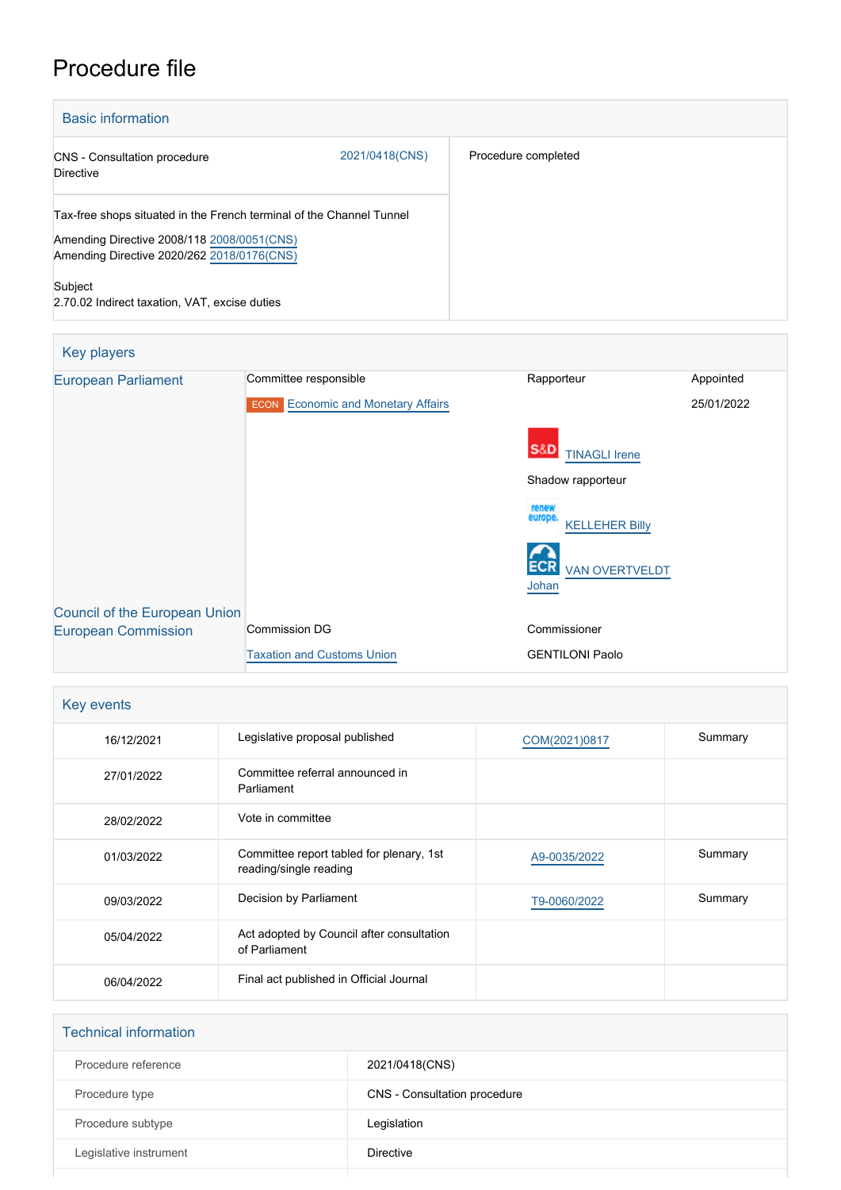# Procedure file

## Basic information

| | |
|---|---|
| CNS - Consultation procedure<br>Directive 2021/0418(CNS) | Procedure completed |
| Tax-free shops situated in the French terminal of the Channel Tunnel<br><br>Amending Directive 2008/118 2008/0051(CNS)<br>Amending Directive 2020/262 2018/0176(CNS)<br><br>Subject<br>2.70.02 Indirect taxation, VAT, excise duties | |

## Key players

| | | | |
|---|---|---|---|
| European Parliament | Committee responsible | Rapporteur | Appointed |
| | ECON Economic and Monetary Affairs | | 25/01/2022 |
| | | S&D TINAGLI Irene | |
| | | Shadow rapporteur | |
| | | renew europe. KELLEHER Billy | |
| | | ECR VAN OVERTVELDT Johan | |
| Council of the European Union | | | |
| European Commission | Commission DG | Commissioner | |
| | Taxation and Customs Union | GENTILONI Paolo | |

## Key events

| | | | |
|---|---|---|---|
| 16/12/2021 | Legislative proposal published | COM(2021)0817 | Summary |
| 27/01/2022 | Committee referral announced in Parliament | | |
| 28/02/2022 | Vote in committee | | |
| 01/03/2022 | Committee report tabled for plenary, 1st reading/single reading | A9-0035/2022 | Summary |
| 09/03/2022 | Decision by Parliament | T9-0060/2022 | Summary |
| 05/04/2022 | Act adopted by Council after consultation of Parliament | | |
| 06/04/2022 | Final act published in Official Journal | | |

## Technical information

| | |
|---|---|
| Procedure reference | 2021/0418(CNS) |
| Procedure type | CNS - Consultation procedure |
| Procedure subtype | Legislation |
| Legislative instrument | Directive |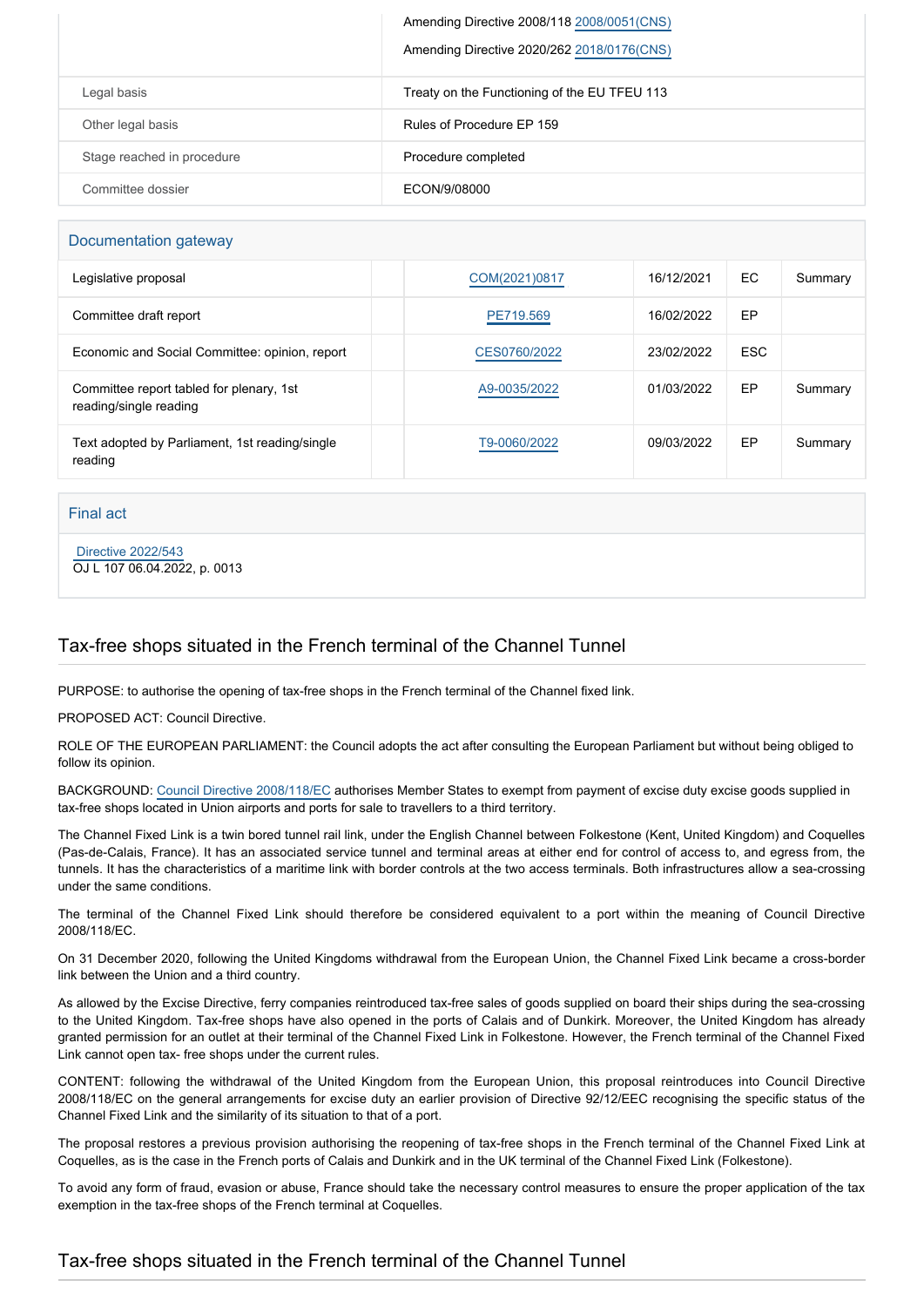|  |  |
|---|---|
|  | Amending Directive 2008/118 2008/0051(CNS) |
|  | Amending Directive 2020/262 2018/0176(CNS) |
| Legal basis | Treaty on the Functioning of the EU TFEU 113 |
| Other legal basis | Rules of Procedure EP 159 |
| Stage reached in procedure | Procedure completed |
| Committee dossier | ECON/9/08000 |

## Documentation gateway

| | | | | | |
|---|---|---|---|---|---|
| Legislative proposal | | COM(2021)0817 | 16/12/2021 | EC | Summary |
| Committee draft report | | PE719.569 | 16/02/2022 | EP | |
| Economic and Social Committee: opinion, report | | CES0760/2022 | 23/02/2022 | ESC | |
| Committee report tabled for plenary, 1st reading/single reading | | A9-0035/2022 | 01/03/2022 | EP | Summary |
| Text adopted by Parliament, 1st reading/single reading | | T9-0060/2022 | 09/03/2022 | EP | Summary |

## Final act

Directive 2022/543
OJ L 107 06.04.2022, p. 0013

## Tax-free shops situated in the French terminal of the Channel Tunnel

PURPOSE: to authorise the opening of tax-free shops in the French terminal of the Channel fixed link.

PROPOSED ACT: Council Directive.

ROLE OF THE EUROPEAN PARLIAMENT: the Council adopts the act after consulting the European Parliament but without being obliged to follow its opinion.

BACKGROUND: Council Directive 2008/118/EC authorises Member States to exempt from payment of excise duty excise goods supplied in tax-free shops located in Union airports and ports for sale to travellers to a third territory.

The Channel Fixed Link is a twin bored tunnel rail link, under the English Channel between Folkestone (Kent, United Kingdom) and Coquelles (Pas-de-Calais, France). It has an associated service tunnel and terminal areas at either end for control of access to, and egress from, the tunnels. It has the characteristics of a maritime link with border controls at the two access terminals. Both infrastructures allow a sea-crossing under the same conditions.

The terminal of the Channel Fixed Link should therefore be considered equivalent to a port within the meaning of Council Directive 2008/118/EC.

On 31 December 2020, following the United Kingdoms withdrawal from the European Union, the Channel Fixed Link became a cross-border link between the Union and a third country.

As allowed by the Excise Directive, ferry companies reintroduced tax-free sales of goods supplied on board their ships during the sea-crossing to the United Kingdom. Tax-free shops have also opened in the ports of Calais and of Dunkirk. Moreover, the United Kingdom has already granted permission for an outlet at their terminal of the Channel Fixed Link in Folkestone. However, the French terminal of the Channel Fixed Link cannot open tax- free shops under the current rules.

CONTENT: following the withdrawal of the United Kingdom from the European Union, this proposal reintroduces into Council Directive 2008/118/EC on the general arrangements for excise duty an earlier provision of Directive 92/12/EEC recognising the specific status of the Channel Fixed Link and the similarity of its situation to that of a port.

The proposal restores a previous provision authorising the reopening of tax-free shops in the French terminal of the Channel Fixed Link at Coquelles, as is the case in the French ports of Calais and Dunkirk and in the UK terminal of the Channel Fixed Link (Folkestone).

To avoid any form of fraud, evasion or abuse, France should take the necessary control measures to ensure the proper application of the tax exemption in the tax-free shops of the French terminal at Coquelles.

## Tax-free shops situated in the French terminal of the Channel Tunnel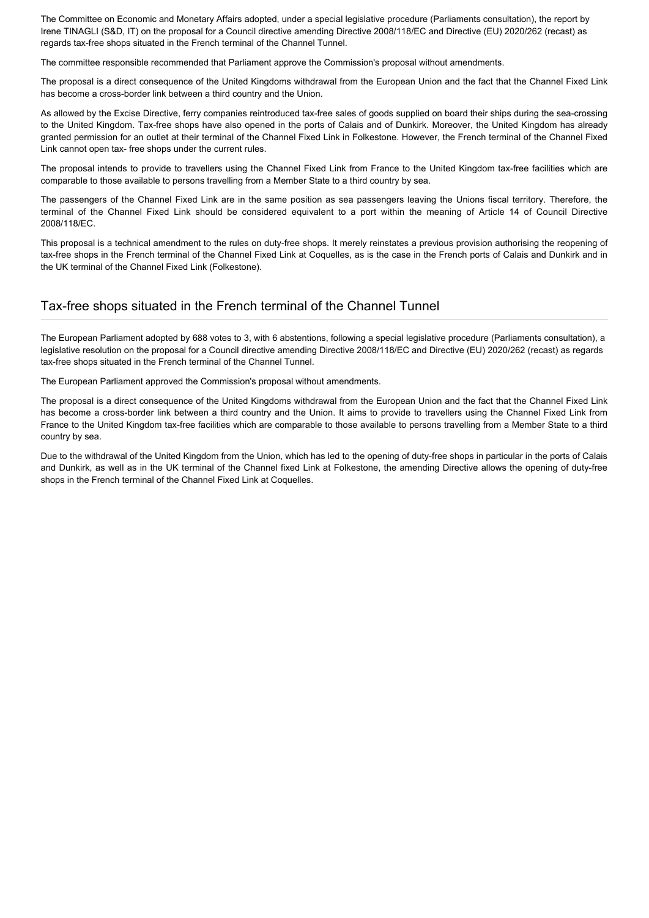The Committee on Economic and Monetary Affairs adopted, under a special legislative procedure (Parliaments consultation), the report by Irene TINAGLI (S&D, IT) on the proposal for a Council directive amending Directive 2008/118/EC and Directive (EU) 2020/262 (recast) as regards tax-free shops situated in the French terminal of the Channel Tunnel.

The committee responsible recommended that Parliament approve the Commission's proposal without amendments.

The proposal is a direct consequence of the United Kingdoms withdrawal from the European Union and the fact that the Channel Fixed Link has become a cross-border link between a third country and the Union.

As allowed by the Excise Directive, ferry companies reintroduced tax-free sales of goods supplied on board their ships during the sea-crossing to the United Kingdom. Tax-free shops have also opened in the ports of Calais and of Dunkirk. Moreover, the United Kingdom has already granted permission for an outlet at their terminal of the Channel Fixed Link in Folkestone. However, the French terminal of the Channel Fixed Link cannot open tax- free shops under the current rules.

The proposal intends to provide to travellers using the Channel Fixed Link from France to the United Kingdom tax-free facilities which are comparable to those available to persons travelling from a Member State to a third country by sea.

The passengers of the Channel Fixed Link are in the same position as sea passengers leaving the Unions fiscal territory. Therefore, the terminal of the Channel Fixed Link should be considered equivalent to a port within the meaning of Article 14 of Council Directive 2008/118/EC.

This proposal is a technical amendment to the rules on duty-free shops. It merely reinstates a previous provision authorising the reopening of tax-free shops in the French terminal of the Channel Fixed Link at Coquelles, as is the case in the French ports of Calais and Dunkirk and in the UK terminal of the Channel Fixed Link (Folkestone).

## Tax-free shops situated in the French terminal of the Channel Tunnel

The European Parliament adopted by 688 votes to 3, with 6 abstentions, following a special legislative procedure (Parliaments consultation), a legislative resolution on the proposal for a Council directive amending Directive 2008/118/EC and Directive (EU) 2020/262 (recast) as regards tax-free shops situated in the French terminal of the Channel Tunnel.

The European Parliament approved the Commission's proposal without amendments.

The proposal is a direct consequence of the United Kingdoms withdrawal from the European Union and the fact that the Channel Fixed Link has become a cross-border link between a third country and the Union. It aims to provide to travellers using the Channel Fixed Link from France to the United Kingdom tax-free facilities which are comparable to those available to persons travelling from a Member State to a third country by sea.

Due to the withdrawal of the United Kingdom from the Union, which has led to the opening of duty-free shops in particular in the ports of Calais and Dunkirk, as well as in the UK terminal of the Channel fixed Link at Folkestone, the amending Directive allows the opening of duty-free shops in the French terminal of the Channel Fixed Link at Coquelles.